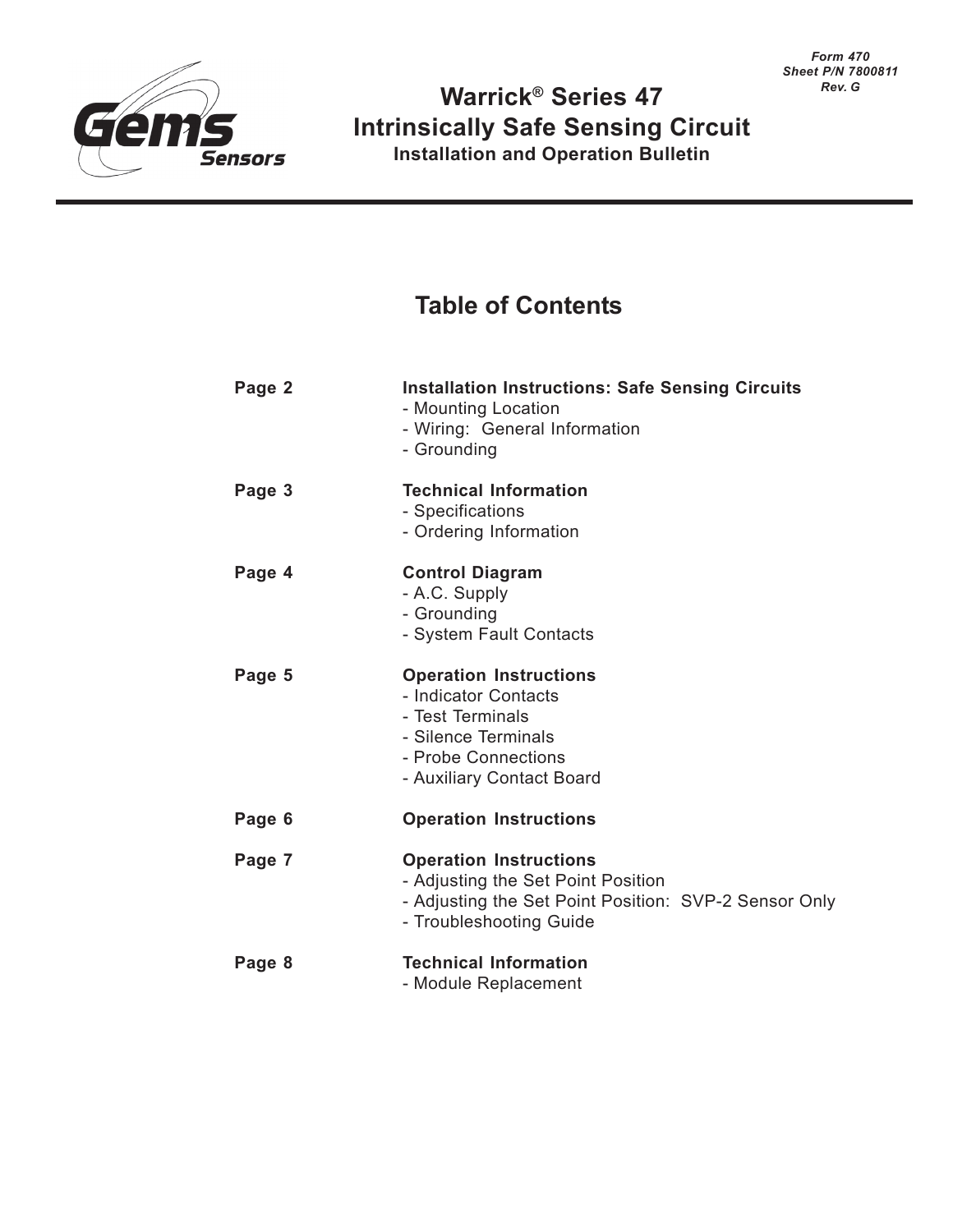Form 470
Sheet P/N 7800811
Rev. G

Gems Sensors

# Warrick® Series 47 Intrinsically Safe Sensing Circuit

**Installation and Operation Bulletin**

## Table of Contents

| | |
|---|---|
| **Page 2** | **Installation Instructions: Safe Sensing Circuits**<br>- Mounting Location<br>- Wiring: General Information<br>- Grounding |
| **Page 3** | **Technical Information**<br>- Specifications<br>- Ordering Information |
| **Page 4** | **Control Diagram**<br>- A.C. Supply<br>- Grounding<br>- System Fault Contacts |
| **Page 5** | **Operation Instructions**<br>- Indicator Contacts<br>- Test Terminals<br>- Silence Terminals<br>- Probe Connections<br>- Auxiliary Contact Board |
| **Page 6** | **Operation Instructions** |
| **Page 7** | **Operation Instructions**<br>- Adjusting the Set Point Position<br>- Adjusting the Set Point Position: SVP-2 Sensor Only<br>- Troubleshooting Guide |
| **Page 8** | **Technical Information**<br>- Module Replacement |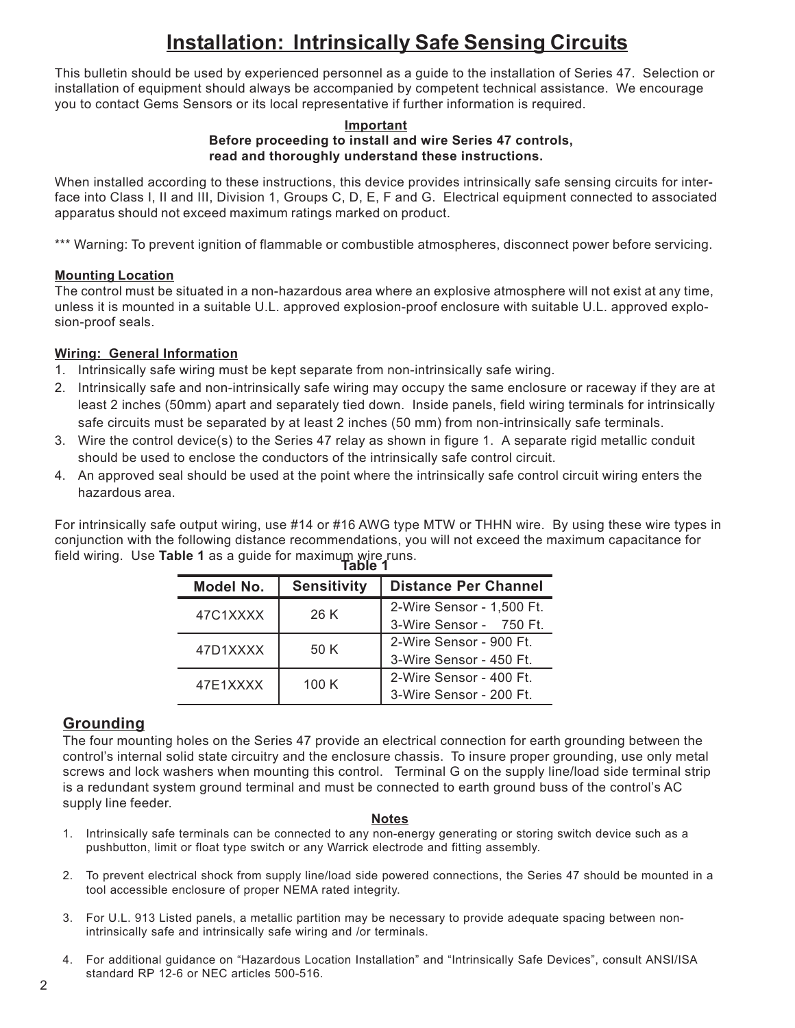# Installation: Intrinsically Safe Sensing Circuits

This bulletin should be used by experienced personnel as a guide to the installation of Series 47. Selection or installation of equipment should always be accompanied by competent technical assistance. We encourage you to contact Gems Sensors or its local representative if further information is required.

**Important**
**Before proceeding to install and wire Series 47 controls, read and thoroughly understand these instructions.**

When installed according to these instructions, this device provides intrinsically safe sensing circuits for interface into Class I, II and III, Division 1, Groups C, D, E, F and G. Electrical equipment connected to associated apparatus should not exceed maximum ratings marked on product.

*** Warning: To prevent ignition of flammable or combustible atmospheres, disconnect power before servicing.

### Mounting Location

The control must be situated in a non-hazardous area where an explosive atmosphere will not exist at any time, unless it is mounted in a suitable U.L. approved explosion-proof enclosure with suitable U.L. approved explosion-proof seals.

### Wiring: General Information

1. Intrinsically safe wiring must be kept separate from non-intrinsically safe wiring.
2. Intrinsically safe and non-intrinsically safe wiring may occupy the same enclosure or raceway if they are at least 2 inches (50mm) apart and separately tied down. Inside panels, field wiring terminals for intrinsically safe circuits must be separated by at least 2 inches (50 mm) from non-intrinsically safe terminals.
3. Wire the control device(s) to the Series 47 relay as shown in figure 1. A separate rigid metallic conduit should be used to enclose the conductors of the intrinsically safe control circuit.
4. An approved seal should be used at the point where the intrinsically safe control circuit wiring enters the hazardous area.

For intrinsically safe output wiring, use #14 or #16 AWG type MTW or THHN wire. By using these wire types in conjunction with the following distance recommendations, you will not exceed the maximum capacitance for field wiring. Use **Table 1** as a guide for maximum wire runs.

**Table 1**

| Model No. | Sensitivity | Distance Per Channel |
|---|---|---|
| 47C1XXXX | 26 K | 2-Wire Sensor - 1,500 Ft. |
| | | 3-Wire Sensor - 750 Ft. |
| 47D1XXXX | 50 K | 2-Wire Sensor - 900 Ft. |
| | | 3-Wire Sensor - 450 Ft. |
| 47E1XXXX | 100 K | 2-Wire Sensor - 400 Ft. |
| | | 3-Wire Sensor - 200 Ft. |

## Grounding

The four mounting holes on the Series 47 provide an electrical connection for earth grounding between the control's internal solid state circuitry and the enclosure chassis. To insure proper grounding, use only metal screws and lock washers when mounting this control. Terminal G on the supply line/load side terminal strip is a redundant system ground terminal and must be connected to earth ground buss of the control's AC supply line feeder.

**Notes**

1. Intrinsically safe terminals can be connected to any non-energy generating or storing switch device such as a pushbutton, limit or float type switch or any Warrick electrode and fitting assembly.
2. To prevent electrical shock from supply line/load side powered connections, the Series 47 should be mounted in a tool accessible enclosure of proper NEMA rated integrity.
3. For U.L. 913 Listed panels, a metallic partition may be necessary to provide adequate spacing between non-intrinsically safe and intrinsically safe wiring and /or terminals.
4. For additional guidance on "Hazardous Location Installation" and "Intrinsically Safe Devices", consult ANSI/ISA standard RP 12-6 or NEC articles 500-516.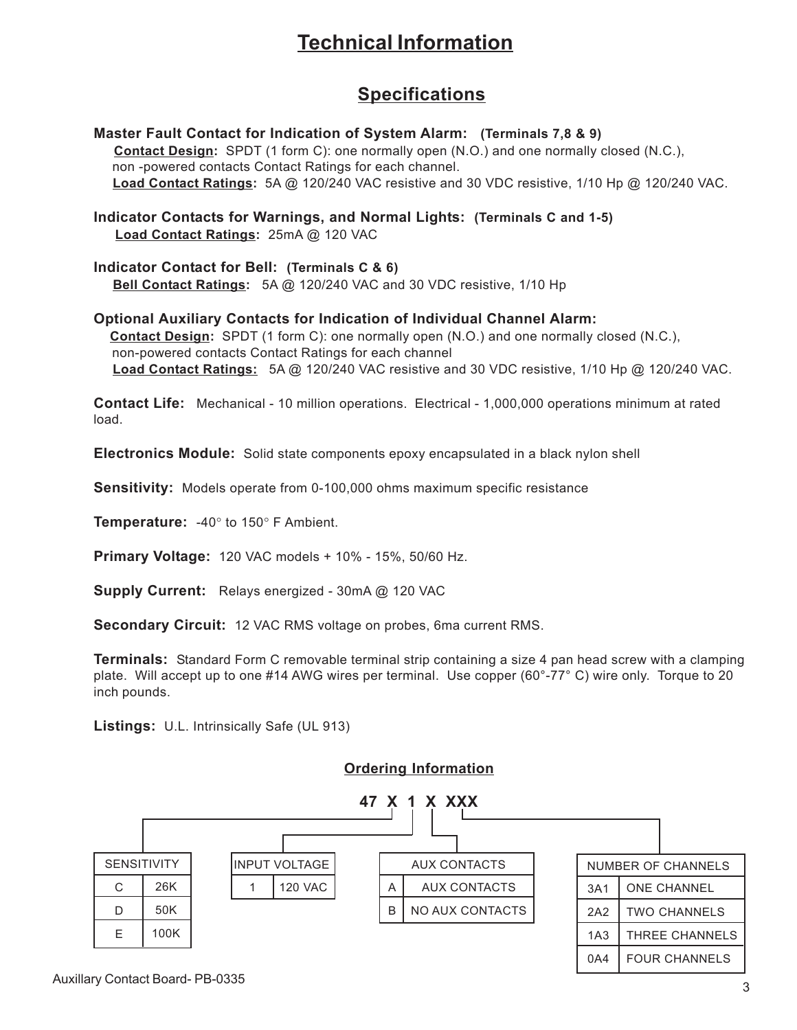# Technical Information

## Specifications

**Master Fault Contact for Indication of System Alarm: (Terminals 7,8 & 9)**
**Contact Design:** SPDT (1 form C): one normally open (N.O.) and one normally closed (N.C.), non -powered contacts Contact Ratings for each channel.
**Load Contact Ratings:** 5A @ 120/240 VAC resistive and 30 VDC resistive, 1/10 Hp @ 120/240 VAC.

**Indicator Contacts for Warnings, and Normal Lights: (Terminals C and 1-5)**
**Load Contact Ratings:** 25mA @ 120 VAC

**Indicator Contact for Bell: (Terminals C & 6)**
**Bell Contact Ratings:** 5A @ 120/240 VAC and 30 VDC resistive, 1/10 Hp

**Optional Auxiliary Contacts for Indication of Individual Channel Alarm:**
**Contact Design:** SPDT (1 form C): one normally open (N.O.) and one normally closed (N.C.), non-powered contacts Contact Ratings for each channel
**Load Contact Ratings:** 5A @ 120/240 VAC resistive and 30 VDC resistive, 1/10 Hp @ 120/240 VAC.

**Contact Life:** Mechanical - 10 million operations. Electrical - 1,000,000 operations minimum at rated load.

**Electronics Module:** Solid state components epoxy encapsulated in a black nylon shell

**Sensitivity:** Models operate from 0-100,000 ohms maximum specific resistance

**Temperature:** -40° to 150° F Ambient.

**Primary Voltage:** 120 VAC models + 10% - 15%, 50/60 Hz.

**Supply Current:** Relays energized - 30mA @ 120 VAC

**Secondary Circuit:** 12 VAC RMS voltage on probes, 6ma current RMS.

**Terminals:** Standard Form C removable terminal strip containing a size 4 pan head screw with a clamping plate. Will accept up to one #14 AWG wires per terminal. Use copper (60°-77° C) wire only. Torque to 20 inch pounds.

**Listings:** U.L. Intrinsically Safe (UL 913)

### Ordering Information

**47 X 1 X XXX**

| SENSITIVITY | |
|---|---|
| C | 26K |
| D | 50K |
| E | 100K |

| INPUT VOLTAGE | |
|---|---|
| 1 | 120 VAC |

| AUX CONTACTS | |
|---|---|
| A | AUX CONTACTS |
| B | NO AUX CONTACTS |

| NUMBER OF CHANNELS | |
|---|---|
| 3A1 | ONE CHANNEL |
| 2A2 | TWO CHANNELS |
| 1A3 | THREE CHANNELS |
| 0A4 | FOUR CHANNELS |

Auxillary Contact Board- PB-0335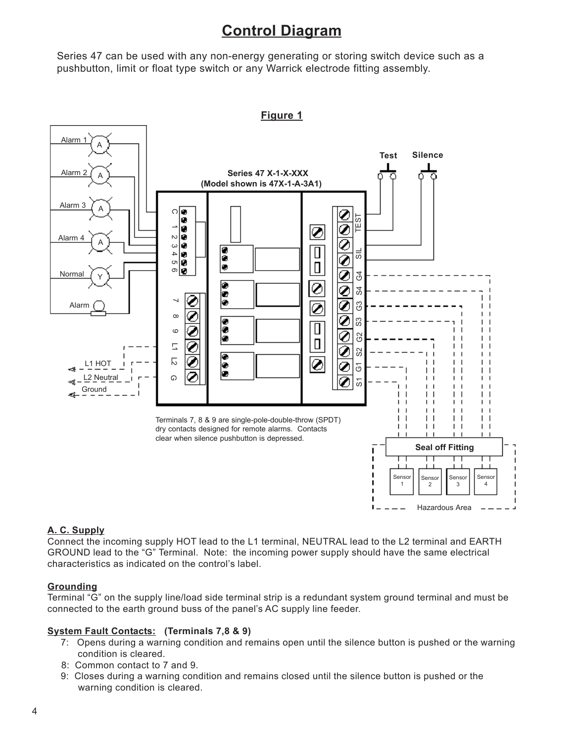# Control Diagram

Series 47 can be used with any non-energy generating or storing switch device such as a pushbutton, limit or float type switch or any Warrick electrode fitting assembly.

**Figure 1**

Terminals 7, 8 & 9 are single-pole-double-throw (SPDT) dry contacts designed for remote alarms. Contacts clear when silence pushbutton is depressed.

## A. C. Supply

Connect the incoming supply HOT lead to the L1 terminal, NEUTRAL lead to the L2 terminal and EARTH GROUND lead to the "G" Terminal. Note: the incoming power supply should have the same electrical characteristics as indicated on the control's label.

## Grounding

Terminal "G" on the supply line/load side terminal strip is a redundant system ground terminal and must be connected to the earth ground buss of the panel's AC supply line feeder.

## System Fault Contacts: (Terminals 7,8 & 9)

- 7: Opens during a warning condition and remains open until the silence button is pushed or the warning condition is cleared.
- 8: Common contact to 7 and 9.
- 9: Closes during a warning condition and remains closed until the silence button is pushed or the warning condition is cleared.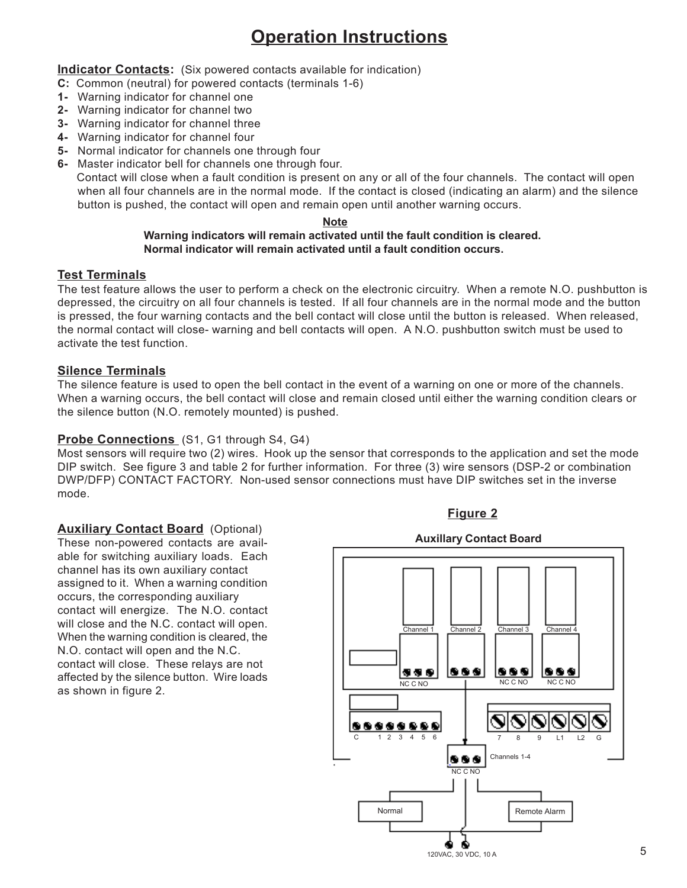# Operation Instructions

**Indicator Contacts:** (Six powered contacts available for indication)

**C:** Common (neutral) for powered contacts (terminals 1-6)

**1-** Warning indicator for channel one
**2-** Warning indicator for channel two
**3-** Warning indicator for channel three
**4-** Warning indicator for channel four
**5-** Normal indicator for channels one through four
**6-** Master indicator bell for channels one through four.
Contact will close when a fault condition is present on any or all of the four channels. The contact will open when all four channels are in the normal mode. If the contact is closed (indicating an alarm) and the silence button is pushed, the contact will open and remain open until another warning occurs.

**Note**

**Warning indicators will remain activated until the fault condition is cleared.**
**Normal indicator will remain activated until a fault condition occurs.**

## Test Terminals

The test feature allows the user to perform a check on the electronic circuitry. When a remote N.O. pushbutton is depressed, the circuitry on all four channels is tested. If all four channels are in the normal mode and the button is pressed, the four warning contacts and the bell contact will close until the button is released. When released, the normal contact will close- warning and bell contacts will open. A N.O. pushbutton switch must be used to activate the test function.

## Silence Terminals

The silence feature is used to open the bell contact in the event of a warning on one or more of the channels. When a warning occurs, the bell contact will close and remain closed until either the warning condition clears or the silence button (N.O. remotely mounted) is pushed.

## Probe Connections (S1, G1 through S4, G4)

Most sensors will require two (2) wires. Hook up the sensor that corresponds to the application and set the mode DIP switch. See figure 3 and table 2 for further information. For three (3) wire sensors (DSP-2 or combination DWP/DFP) CONTACT FACTORY. Non-used sensor connections must have DIP switches set in the inverse mode.

## Auxiliary Contact Board (Optional)

These non-powered contacts are available for switching auxiliary loads. Each channel has its own auxiliary contact assigned to it. When a warning condition occurs, the corresponding auxiliary contact will energize. The N.O. contact will close and the N.C. contact will open. When the warning condition is cleared, the N.O. contact will open and the N.C. contact will close. These relays are not affected by the silence button. Wire loads as shown in figure 2.

**Figure 2**

**Auxillary Contact Board**

Channel 1 Channel 2 Channel 3 Channel 4

NC C NO NC C NO NC C NO

C 1 2 3 4 5 6 7 8 9 L1 L2 G

Channels 1-4

NC C NO

Normal Remote Alarm

120VAC, 30 VDC, 10 A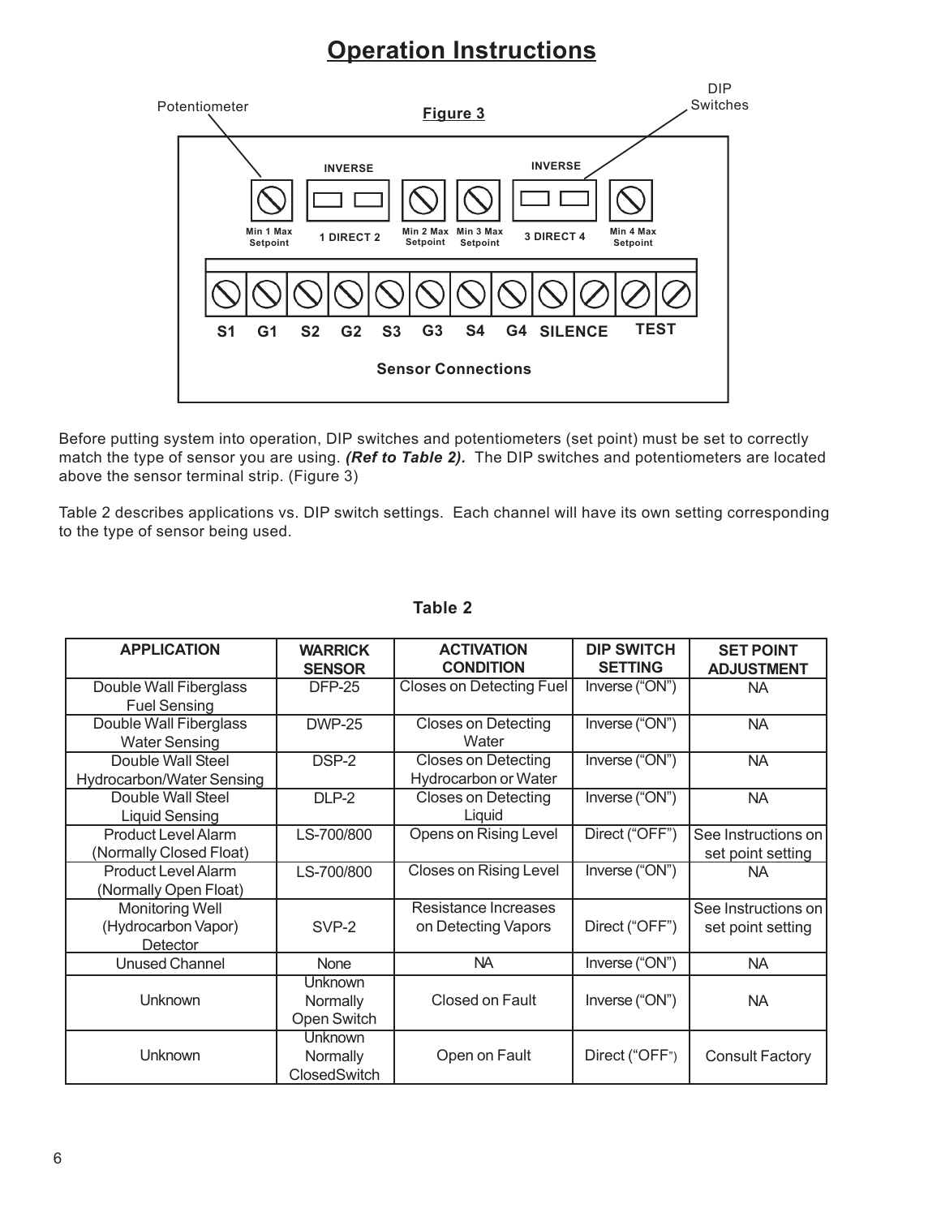# Operation Instructions

**Figure 3**

Potentiometer

DIP Switches

INVERSE

INVERSE

Min 1 Max Setpoint

1 DIRECT 2

Min 2 Max Setpoint

Min 3 Max Setpoint

3 DIRECT 4

Min 4 Max Setpoint

S1 G1 S2 G2 S3 G3 S4 G4 SILENCE TEST

**Sensor Connections**

Before putting system into operation, DIP switches and potentiometers (set point) must be set to correctly match the type of sensor you are using. ***(Ref to Table 2).*** The DIP switches and potentiometers are located above the sensor terminal strip. (Figure 3)

Table 2 describes applications vs. DIP switch settings. Each channel will have its own setting corresponding to the type of sensor being used.

**Table 2**

| APPLICATION | WARRICK SENSOR | ACTIVATION CONDITION | DIP SWITCH SETTING | SET POINT ADJUSTMENT |
|---|---|---|---|---|
| Double Wall Fiberglass Fuel Sensing | DFP-25 | Closes on Detecting Fuel | Inverse ("ON") | NA |
| Double Wall Fiberglass Water Sensing | DWP-25 | Closes on Detecting Water | Inverse ("ON") | NA |
| Double Wall Steel Hydrocarbon/Water Sensing | DSP-2 | Closes on Detecting Hydrocarbon or Water | Inverse ("ON") | NA |
| Double Wall Steel Liquid Sensing | DLP-2 | Closes on Detecting Liquid | Inverse ("ON") | NA |
| Product Level Alarm (Normally Closed Float) | LS-700/800 | Opens on Rising Level | Direct ("OFF") | See Instructions on set point setting |
| Product Level Alarm (Normally Open Float) | LS-700/800 | Closes on Rising Level | Inverse ("ON") | NA |
| Monitoring Well (Hydrocarbon Vapor) Detector | SVP-2 | Resistance Increases on Detecting Vapors | Direct ("OFF") | See Instructions on set point setting |
| Unused Channel | None | NA | Inverse ("ON") | NA |
| Unknown | Unknown Normally Open Switch | Closed on Fault | Inverse ("ON") | NA |
| Unknown | Unknown Normally ClosedSwitch | Open on Fault | Direct ("OFF") | Consult Factory |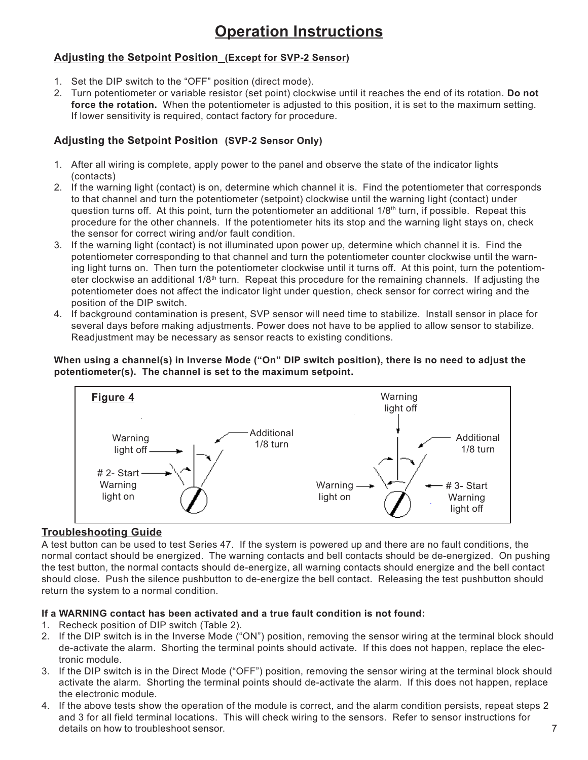# Operation Instructions

## Adjusting the Setpoint Position (Except for SVP-2 Sensor)

1. Set the DIP switch to the "OFF" position (direct mode).
2. Turn potentiometer or variable resistor (set point) clockwise until it reaches the end of its rotation. **Do not force the rotation.** When the potentiometer is adjusted to this position, it is set to the maximum setting. If lower sensitivity is required, contact factory for procedure.

## Adjusting the Setpoint Position (SVP-2 Sensor Only)

1. After all wiring is complete, apply power to the panel and observe the state of the indicator lights (contacts)
2. If the warning light (contact) is on, determine which channel it is. Find the potentiometer that corresponds to that channel and turn the potentiometer (setpoint) clockwise until the warning light (contact) under question turns off. At this point, turn the potentiometer an additional 1/8th turn, if possible. Repeat this procedure for the other channels. If the potentiometer hits its stop and the warning light stays on, check the sensor for correct wiring and/or fault condition.
3. If the warning light (contact) is not illuminated upon power up, determine which channel it is. Find the potentiometer corresponding to that channel and turn the potentiometer counter clockwise until the warning light turns on. Then turn the potentiometer clockwise until it turns off. At this point, turn the potentiometer clockwise an additional 1/8th turn. Repeat this procedure for the remaining channels. If adjusting the potentiometer does not affect the indicator light under question, check sensor for correct wiring and the position of the DIP switch.
4. If background contamination is present, SVP sensor will need time to stabilize. Install sensor in place for several days before making adjustments. Power does not have to be applied to allow sensor to stabilize. Readjustment may be necessary as sensor reacts to existing conditions.

**When using a channel(s) in Inverse Mode ("On" DIP switch position), there is no need to adjust the potentiometer(s). The channel is set to the maximum setpoint.**

**Figure 4**

Warning light off — Additional 1/8 turn — # 2- Start Warning light on

Warning light off — Additional 1/8 turn — Warning light on — # 3- Start Warning light off

## Troubleshooting Guide

A test button can be used to test Series 47. If the system is powered up and there are no fault conditions, the normal contact should be energized. The warning contacts and bell contacts should be de-energized. On pushing the test button, the normal contacts should de-energize, all warning contacts should energize and the bell contact should close. Push the silence pushbutton to de-energize the bell contact. Releasing the test pushbutton should return the system to a normal condition.

**If a WARNING contact has been activated and a true fault condition is not found:**

1. Recheck position of DIP switch (Table 2).
2. If the DIP switch is in the Inverse Mode ("ON") position, removing the sensor wiring at the terminal block should de-activate the alarm. Shorting the terminal points should activate. If this does not happen, replace the electronic module.
3. If the DIP switch is in the Direct Mode ("OFF") position, removing the sensor wiring at the terminal block should activate the alarm. Shorting the terminal points should de-activate the alarm. If this does not happen, replace the electronic module.
4. If the above tests show the operation of the module is correct, and the alarm condition persists, repeat steps 2 and 3 for all field terminal locations. This will check wiring to the sensors. Refer to sensor instructions for details on how to troubleshoot sensor.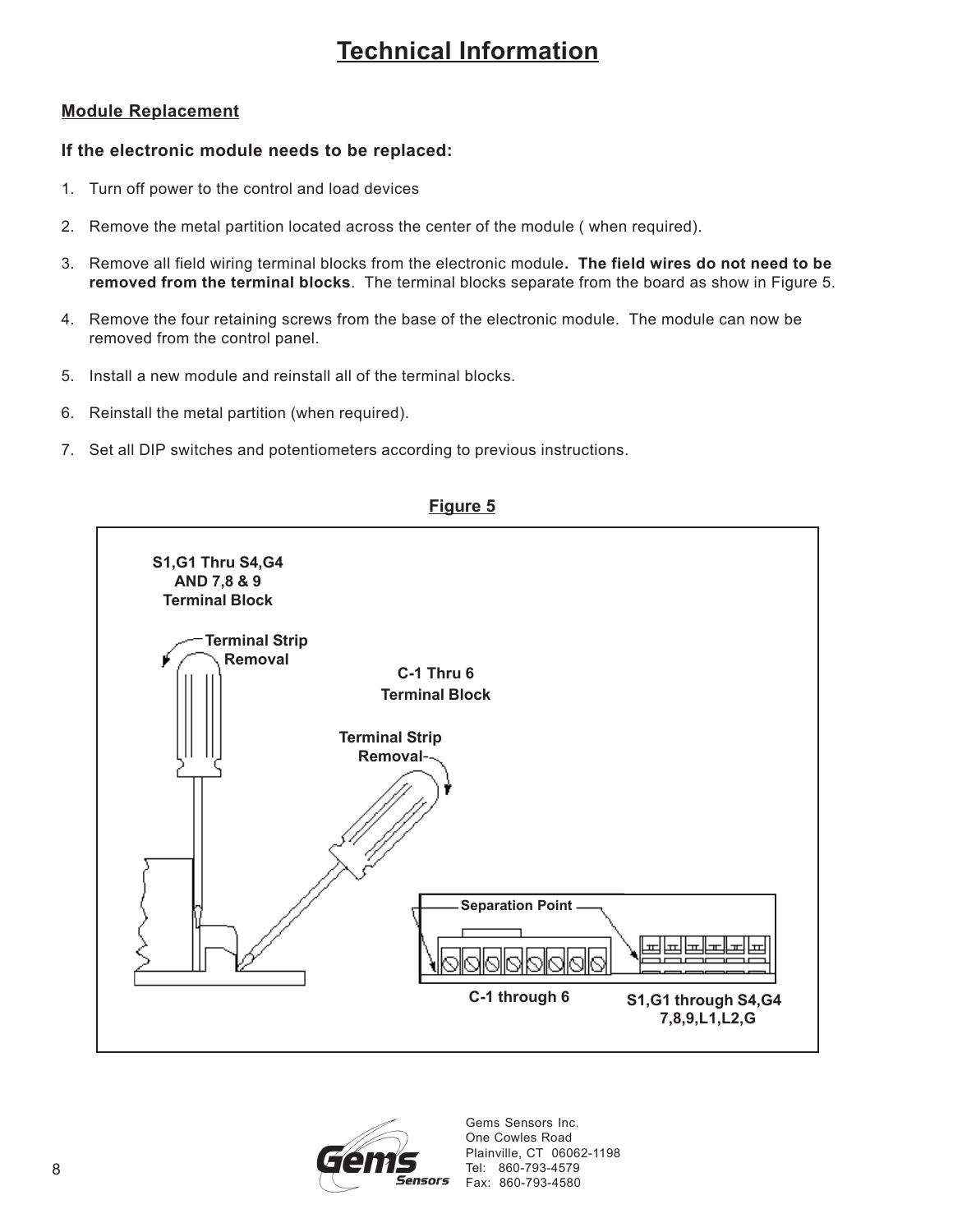# Technical Information

## Module Replacement

### If the electronic module needs to be replaced:

1. Turn off power to the control and load devices
2. Remove the metal partition located across the center of the module ( when required).
3. Remove all field wiring terminal blocks from the electronic module**. The field wires do not need to be removed from the terminal blocks**. The terminal blocks separate from the board as show in Figure 5.
4. Remove the four retaining screws from the base of the electronic module. The module can now be removed from the control panel.
5. Install a new module and reinstall all of the terminal blocks.
6. Reinstall the metal partition (when required).
7. Set all DIP switches and potentiometers according to previous instructions.

**Figure 5**

S1,G1 Thru S4,G4
AND 7,8 & 9
Terminal Block

Terminal Strip
Removal

C-1 Thru 6
Terminal Block

Terminal Strip
Removal

Separation Point

C-1 through 6

S1,G1 through S4,G4
7,8,9,L1,L2,G

Gems Sensors Inc.
One Cowles Road
Plainville, CT 06062-1198
Tel: 860-793-4579
Fax: 860-793-4580